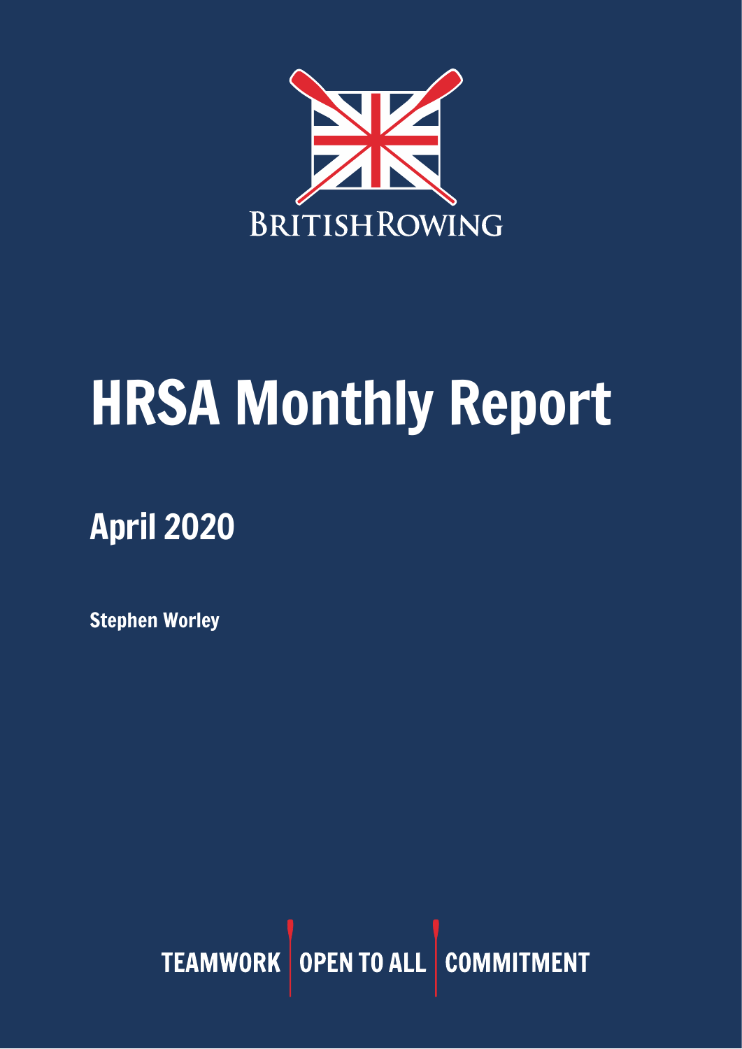BRITISHROWING

# HRSA Monthly Report

## April 2020

**Stephen Worley**

TEAMWORK | OPEN TO ALL | COMMITMENT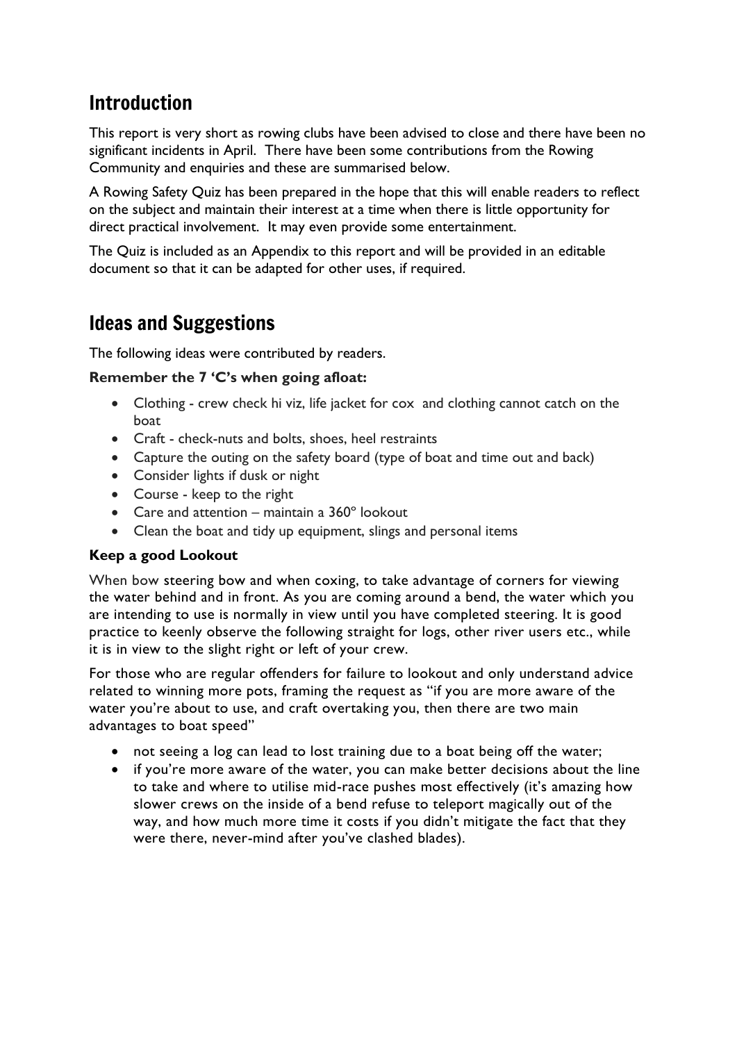## Introduction

This report is very short as rowing clubs have been advised to close and there have been no significant incidents in April. There have been some contributions from the Rowing Community and enquiries and these are summarised below.

A Rowing Safety Quiz has been prepared in the hope that this will enable readers to reflect on the subject and maintain their interest at a time when there is little opportunity for direct practical involvement. It may even provide some entertainment.

The Quiz is included as an Appendix to this report and will be provided in an editable document so that it can be adapted for other uses, if required.

## Ideas and Suggestions

The following ideas were contributed by readers.

**Remember the 7 'C's when going afloat:**

- Clothing - crew check hi viz, life jacket for cox and clothing cannot catch on the boat
- Craft - check-nuts and bolts, shoes, heel restraints
- Capture the outing on the safety board (type of boat and time out and back)
- Consider lights if dusk or night
- Course - keep to the right
- Care and attention – maintain a 360° lookout
- Clean the boat and tidy up equipment, slings and personal items

**Keep a good Lookout**

When bow steering bow and when coxing, to take advantage of corners for viewing the water behind and in front. As you are coming around a bend, the water which you are intending to use is normally in view until you have completed steering. It is good practice to keenly observe the following straight for logs, other river users etc., while it is in view to the slight right or left of your crew.

For those who are regular offenders for failure to lookout and only understand advice related to winning more pots, framing the request as "if you are more aware of the water you're about to use, and craft overtaking you, then there are two main advantages to boat speed"

- not seeing a log can lead to lost training due to a boat being off the water;
- if you're more aware of the water, you can make better decisions about the line to take and where to utilise mid-race pushes most effectively (it's amazing how slower crews on the inside of a bend refuse to teleport magically out of the way, and how much more time it costs if you didn't mitigate the fact that they were there, never-mind after you've clashed blades).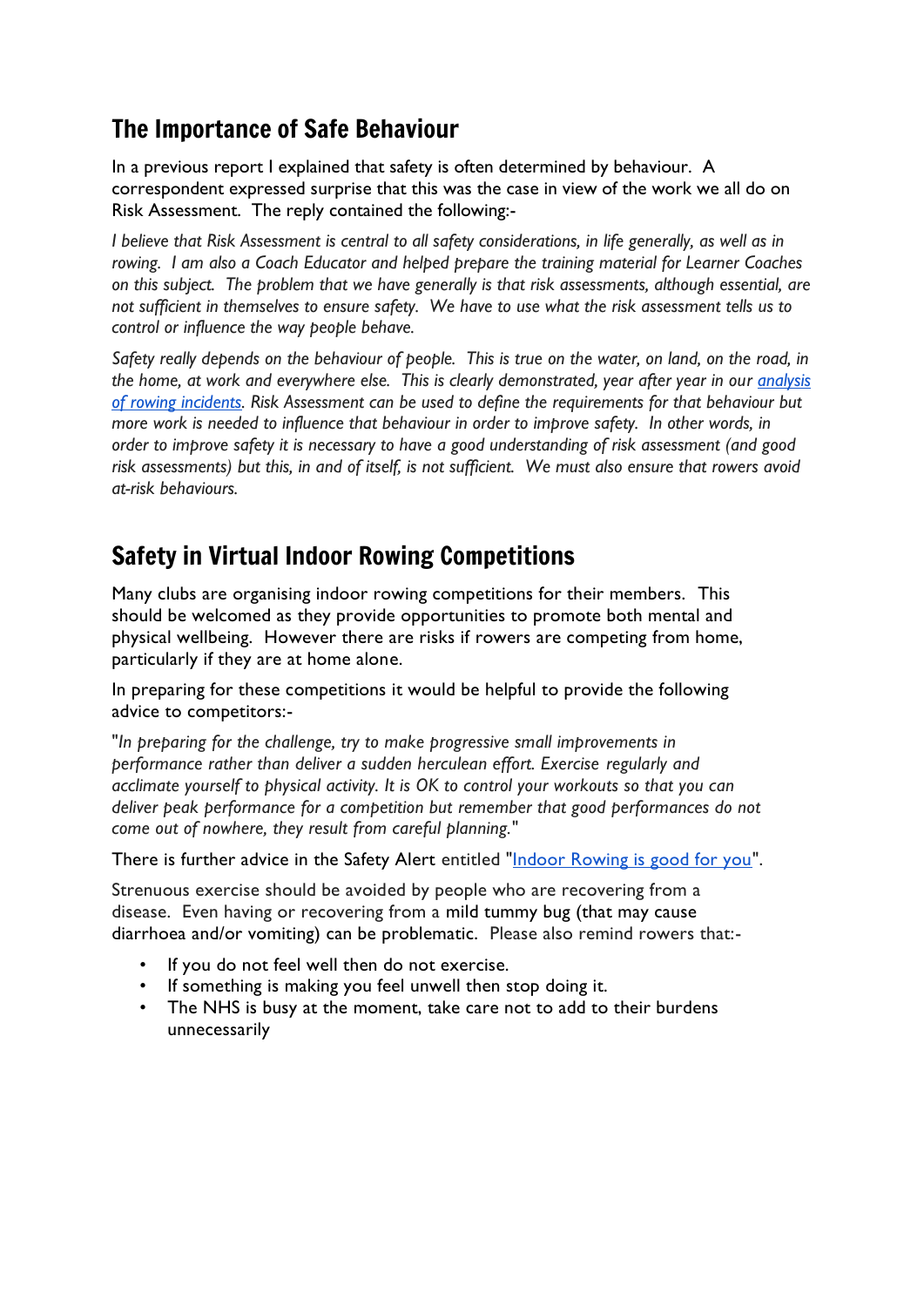## The Importance of Safe Behaviour

In a previous report I explained that safety is often determined by behaviour. A correspondent expressed surprise that this was the case in view of the work we all do on Risk Assessment. The reply contained the following:-

*I believe that Risk Assessment is central to all safety considerations, in life generally, as well as in rowing. I am also a Coach Educator and helped prepare the training material for Learner Coaches on this subject. The problem that we have generally is that risk assessments, although essential, are not sufficient in themselves to ensure safety. We have to use what the risk assessment tells us to control or influence the way people behave.*

*Safety really depends on the behaviour of people. This is true on the water, on land, on the road, in the home, at work and everywhere else. This is clearly demonstrated, year after year in our analysis of rowing incidents. Risk Assessment can be used to define the requirements for that behaviour but more work is needed to influence that behaviour in order to improve safety. In other words, in order to improve safety it is necessary to have a good understanding of risk assessment (and good risk assessments) but this, in and of itself, is not sufficient. We must also ensure that rowers avoid at-risk behaviours.*

## Safety in Virtual Indoor Rowing Competitions

Many clubs are organising indoor rowing competitions for their members. This should be welcomed as they provide opportunities to promote both mental and physical wellbeing. However there are risks if rowers are competing from home, particularly if they are at home alone.

In preparing for these competitions it would be helpful to provide the following advice to competitors:-

"*In preparing for the challenge, try to make progressive small improvements in performance rather than deliver a sudden herculean effort. Exercise regularly and acclimate yourself to physical activity. It is OK to control your workouts so that you can deliver peak performance for a competition but remember that good performances do not come out of nowhere, they result from careful planning.*"

There is further advice in the Safety Alert entitled "Indoor Rowing is good for you".

Strenuous exercise should be avoided by people who are recovering from a disease. Even having or recovering from a mild tummy bug (that may cause diarrhoea and/or vomiting) can be problematic. Please also remind rowers that:-

- If you do not feel well then do not exercise.
- If something is making you feel unwell then stop doing it.
- The NHS is busy at the moment, take care not to add to their burdens unnecessarily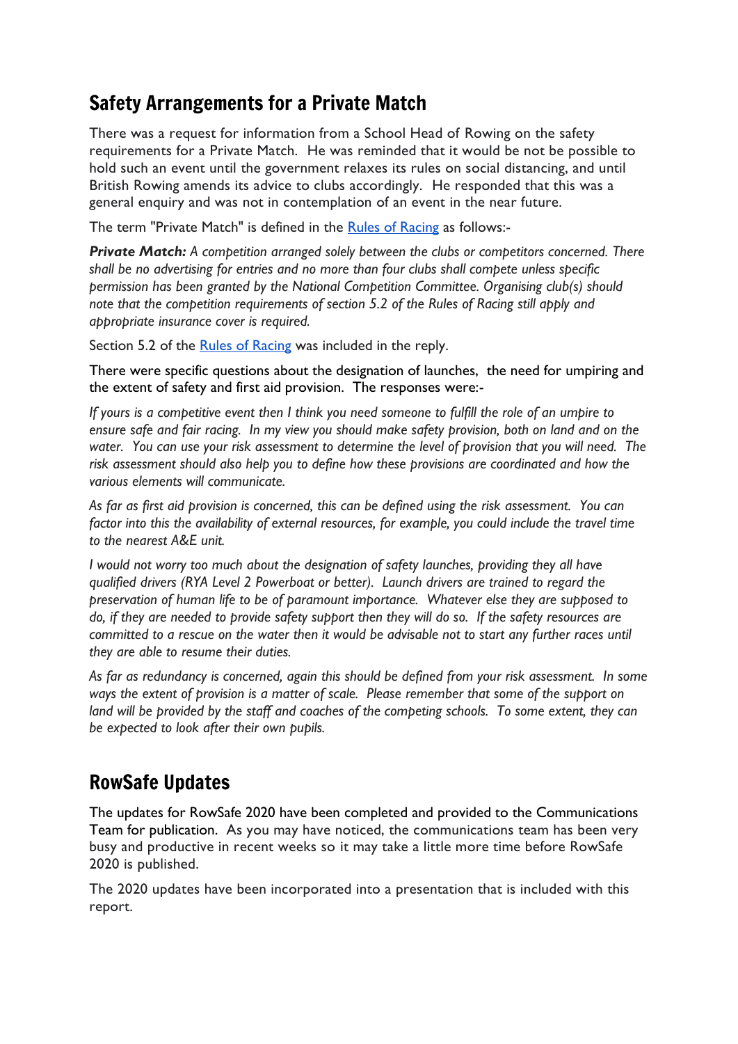## Safety Arrangements for a Private Match

There was a request for information from a School Head of Rowing on the safety requirements for a Private Match. He was reminded that it would be not be possible to hold such an event until the government relaxes its rules on social distancing, and until British Rowing amends its advice to clubs accordingly. He responded that this was a general enquiry and was not in contemplation of an event in the near future.

The term "Private Match" is defined in the Rules of Racing as follows:-

***Private Match:*** *A competition arranged solely between the clubs or competitors concerned. There shall be no advertising for entries and no more than four clubs shall compete unless specific permission has been granted by the National Competition Committee. Organising club(s) should note that the competition requirements of section 5.2 of the Rules of Racing still apply and appropriate insurance cover is required.*

Section 5.2 of the Rules of Racing was included in the reply.

There were specific questions about the designation of launches, the need for umpiring and the extent of safety and first aid provision. The responses were:-

*If yours is a competitive event then I think you need someone to fulfill the role of an umpire to ensure safe and fair racing. In my view you should make safety provision, both on land and on the water. You can use your risk assessment to determine the level of provision that you will need. The risk assessment should also help you to define how these provisions are coordinated and how the various elements will communicate.*

*As far as first aid provision is concerned, this can be defined using the risk assessment. You can factor into this the availability of external resources, for example, you could include the travel time to the nearest A&E unit.*

*I would not worry too much about the designation of safety launches, providing they all have qualified drivers (RYA Level 2 Powerboat or better). Launch drivers are trained to regard the preservation of human life to be of paramount importance. Whatever else they are supposed to do, if they are needed to provide safety support then they will do so. If the safety resources are committed to a rescue on the water then it would be advisable not to start any further races until they are able to resume their duties.*

*As far as redundancy is concerned, again this should be defined from your risk assessment. In some ways the extent of provision is a matter of scale. Please remember that some of the support on land will be provided by the staff and coaches of the competing schools. To some extent, they can be expected to look after their own pupils.*

## RowSafe Updates

The updates for RowSafe 2020 have been completed and provided to the Communications Team for publication. As you may have noticed, the communications team has been very busy and productive in recent weeks so it may take a little more time before RowSafe 2020 is published.

The 2020 updates have been incorporated into a presentation that is included with this report.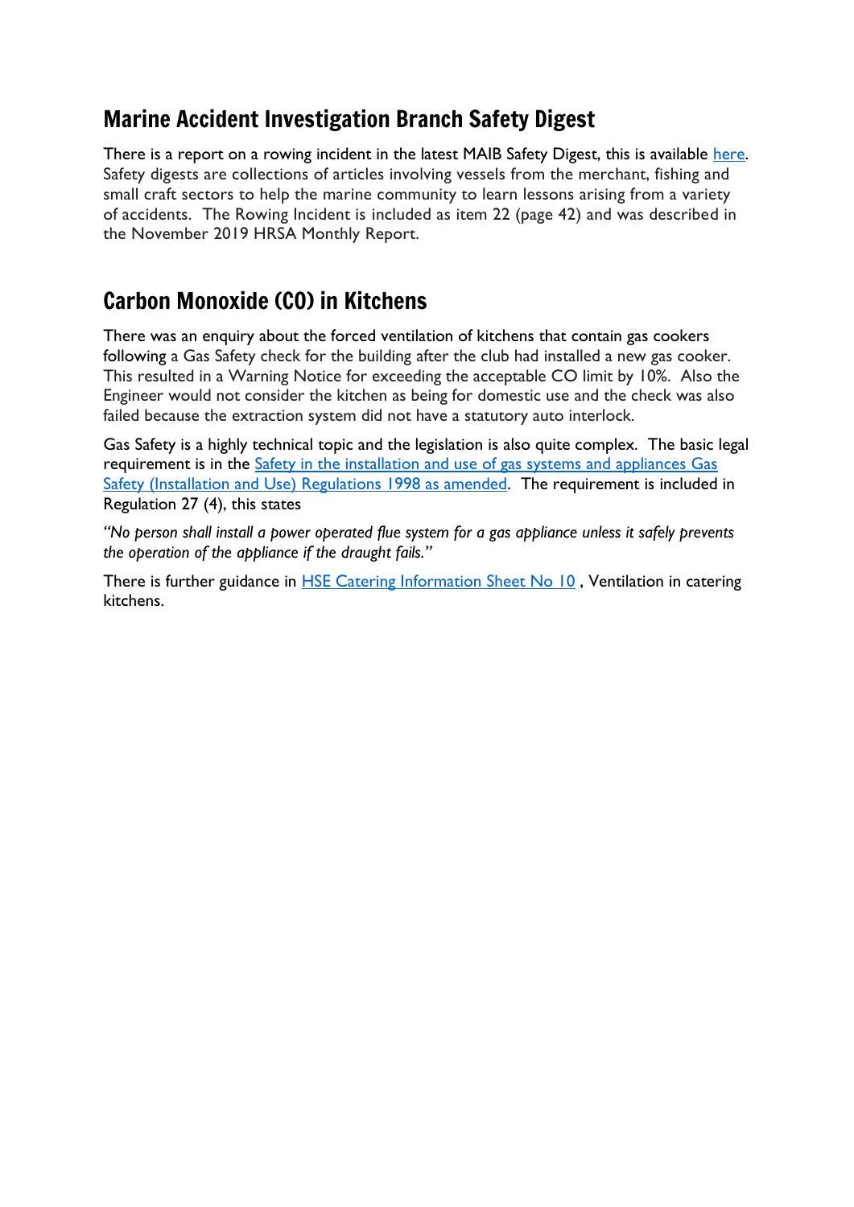## Marine Accident Investigation Branch Safety Digest

There is a report on a rowing incident in the latest MAIB Safety Digest, this is available [here](). Safety digests are collections of articles involving vessels from the merchant, fishing and small craft sectors to help the marine community to learn lessons arising from a variety of accidents. The Rowing Incident is included as item 22 (page 42) and was described in the November 2019 HRSA Monthly Report.

## Carbon Monoxide (CO) in Kitchens

There was an enquiry about the forced ventilation of kitchens that contain gas cookers following a Gas Safety check for the building after the club had installed a new gas cooker. This resulted in a Warning Notice for exceeding the acceptable CO limit by 10%. Also the Engineer would not consider the kitchen as being for domestic use and the check was also failed because the extraction system did not have a statutory auto interlock.

Gas Safety is a highly technical topic and the legislation is also quite complex. The basic legal requirement is in the [Safety in the installation and use of gas systems and appliances Gas Safety (Installation and Use) Regulations 1998 as amended](). The requirement is included in Regulation 27 (4), this states

*"No person shall install a power operated flue system for a gas appliance unless it safely prevents the operation of the appliance if the draught fails."*

There is further guidance in [HSE Catering Information Sheet No 10]() , Ventilation in catering kitchens.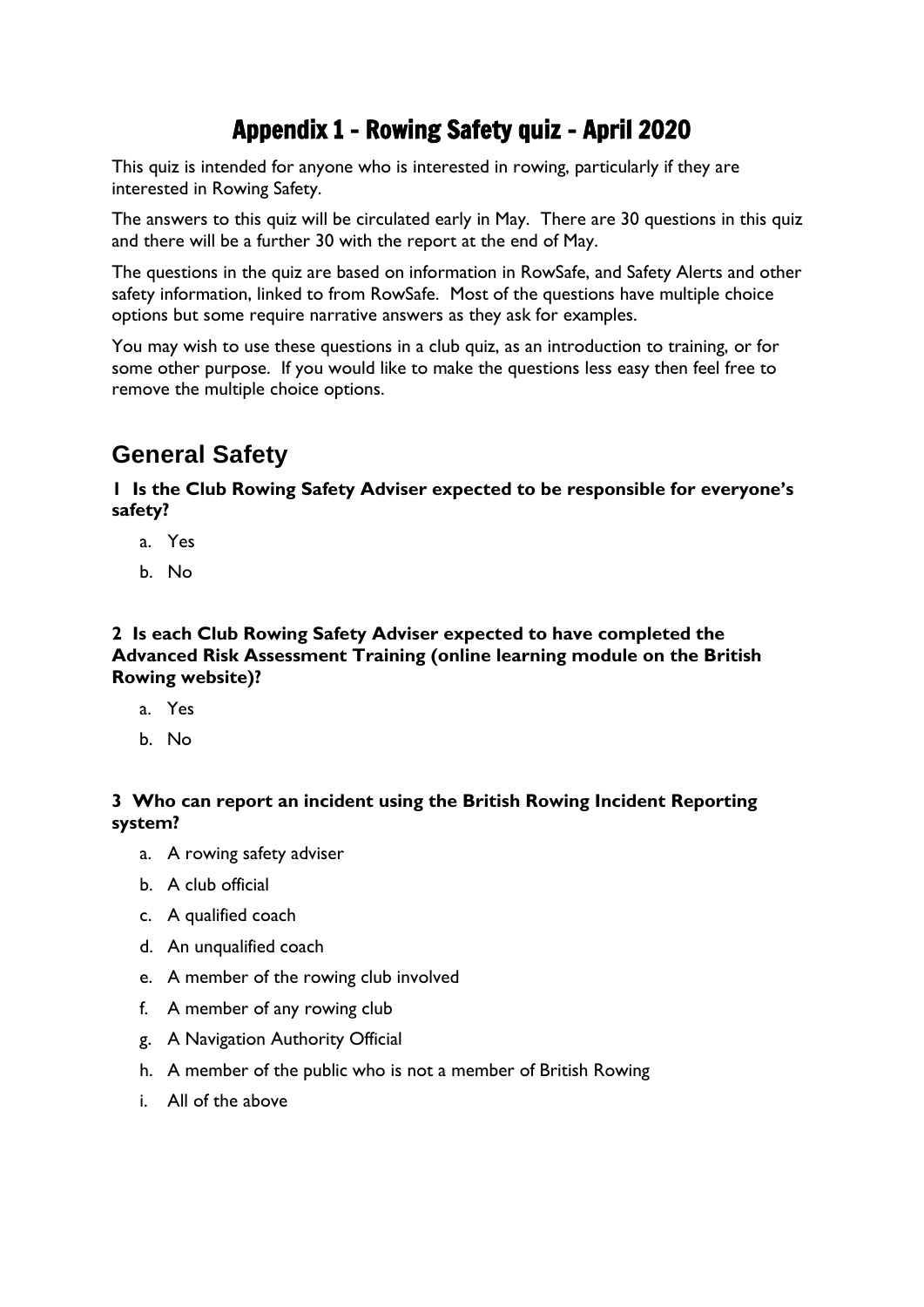# Appendix 1 - Rowing Safety quiz - April 2020

This quiz is intended for anyone who is interested in rowing, particularly if they are interested in Rowing Safety.

The answers to this quiz will be circulated early in May. There are 30 questions in this quiz and there will be a further 30 with the report at the end of May.

The questions in the quiz are based on information in RowSafe, and Safety Alerts and other safety information, linked to from RowSafe. Most of the questions have multiple choice options but some require narrative answers as they ask for examples.

You may wish to use these questions in a club quiz, as an introduction to training, or for some other purpose. If you would like to make the questions less easy then feel free to remove the multiple choice options.

## General Safety

**1 Is the Club Rowing Safety Adviser expected to be responsible for everyone's safety?**

a. Yes
b. No

**2 Is each Club Rowing Safety Adviser expected to have completed the Advanced Risk Assessment Training (online learning module on the British Rowing website)?**

a. Yes
b. No

**3 Who can report an incident using the British Rowing Incident Reporting system?**

a. A rowing safety adviser
b. A club official
c. A qualified coach
d. An unqualified coach
e. A member of the rowing club involved
f. A member of any rowing club
g. A Navigation Authority Official
h. A member of the public who is not a member of British Rowing
i. All of the above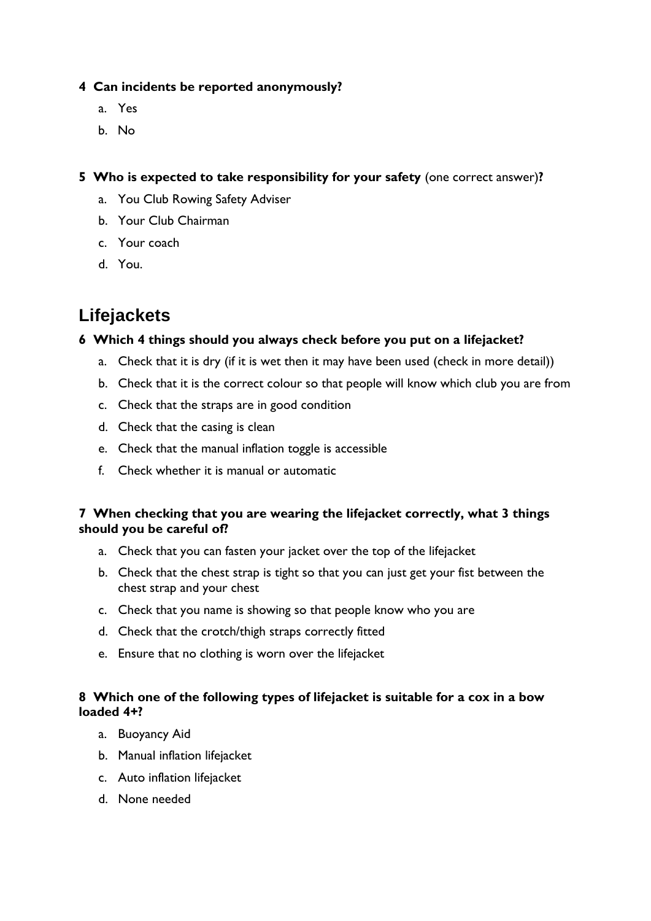**4 Can incidents be reported anonymously?**

a. Yes

b. No

**5 Who is expected to take responsibility for your safety** (one correct answer)**?**

a. You Club Rowing Safety Adviser

b. Your Club Chairman

c. Your coach

d. You.

## Lifejackets

**6 Which 4 things should you always check before you put on a lifejacket?**

a. Check that it is dry (if it is wet then it may have been used (check in more detail))

b. Check that it is the correct colour so that people will know which club you are from

c. Check that the straps are in good condition

d. Check that the casing is clean

e. Check that the manual inflation toggle is accessible

f. Check whether it is manual or automatic

**7 When checking that you are wearing the lifejacket correctly, what 3 things should you be careful of?**

a. Check that you can fasten your jacket over the top of the lifejacket

b. Check that the chest strap is tight so that you can just get your fist between the chest strap and your chest

c. Check that you name is showing so that people know who you are

d. Check that the crotch/thigh straps correctly fitted

e. Ensure that no clothing is worn over the lifejacket

**8 Which one of the following types of lifejacket is suitable for a cox in a bow loaded 4+?**

a. Buoyancy Aid

b. Manual inflation lifejacket

c. Auto inflation lifejacket

d. None needed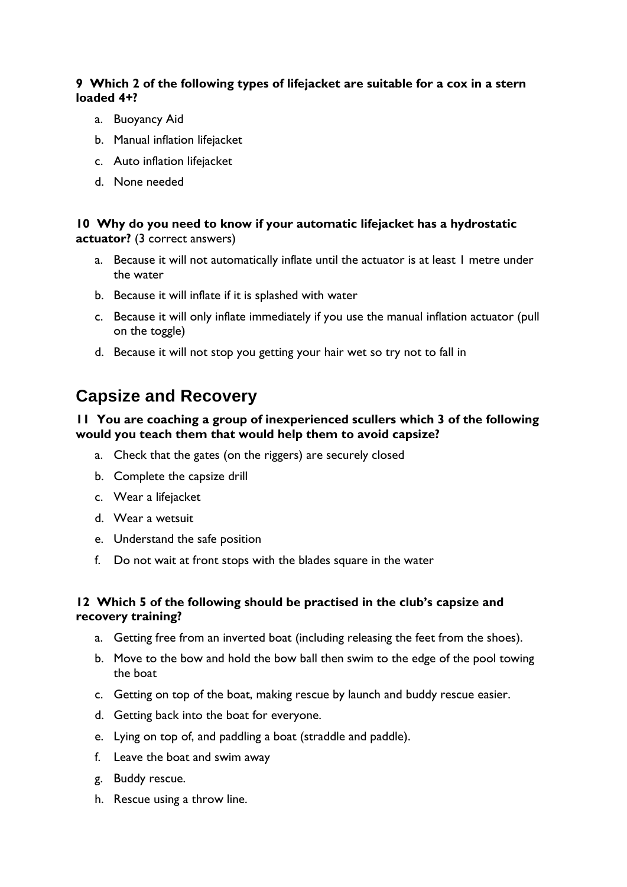**9 Which 2 of the following types of lifejacket are suitable for a cox in a stern loaded 4+?**

a. Buoyancy Aid
b. Manual inflation lifejacket
c. Auto inflation lifejacket
d. None needed

**10 Why do you need to know if your automatic lifejacket has a hydrostatic actuator?** (3 correct answers)

a. Because it will not automatically inflate until the actuator is at least 1 metre under the water
b. Because it will inflate if it is splashed with water
c. Because it will only inflate immediately if you use the manual inflation actuator (pull on the toggle)
d. Because it will not stop you getting your hair wet so try not to fall in

## Capsize and Recovery

**11 You are coaching a group of inexperienced scullers which 3 of the following would you teach them that would help them to avoid capsize?**

a. Check that the gates (on the riggers) are securely closed
b. Complete the capsize drill
c. Wear a lifejacket
d. Wear a wetsuit
e. Understand the safe position
f. Do not wait at front stops with the blades square in the water

**12 Which 5 of the following should be practised in the club's capsize and recovery training?**

a. Getting free from an inverted boat (including releasing the feet from the shoes).
b. Move to the bow and hold the bow ball then swim to the edge of the pool towing the boat
c. Getting on top of the boat, making rescue by launch and buddy rescue easier.
d. Getting back into the boat for everyone.
e. Lying on top of, and paddling a boat (straddle and paddle).
f. Leave the boat and swim away
g. Buddy rescue.
h. Rescue using a throw line.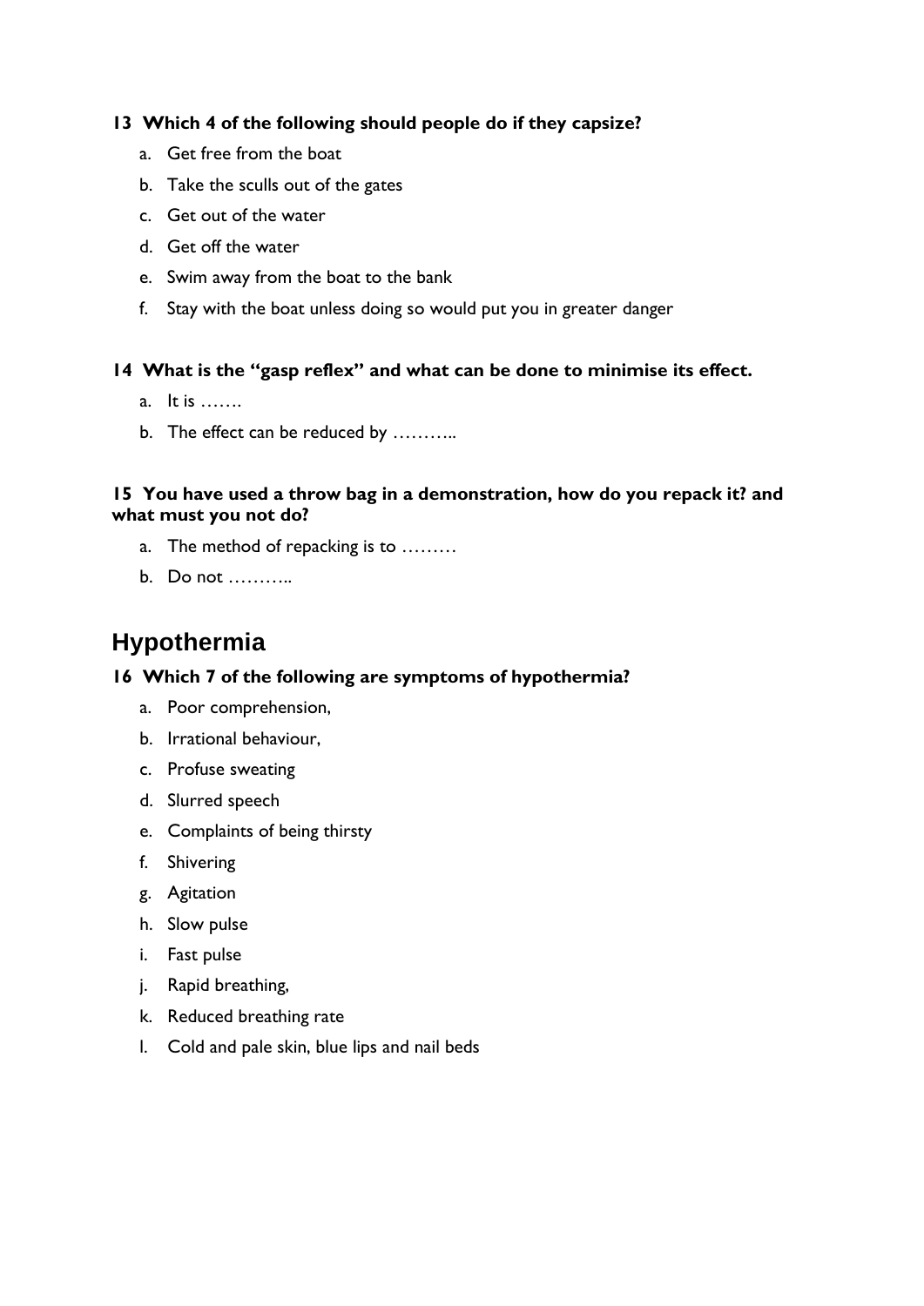**13 Which 4 of the following should people do if they capsize?**

a. Get free from the boat
b. Take the sculls out of the gates
c. Get out of the water
d. Get off the water
e. Swim away from the boat to the bank
f. Stay with the boat unless doing so would put you in greater danger

**14 What is the "gasp reflex" and what can be done to minimise its effect.**

a. It is …….
b. The effect can be reduced by ………..

**15 You have used a throw bag in a demonstration, how do you repack it? and what must you not do?**

a. The method of repacking is to ………
b. Do not ………..

## Hypothermia

**16 Which 7 of the following are symptoms of hypothermia?**

a. Poor comprehension,
b. Irrational behaviour,
c. Profuse sweating
d. Slurred speech
e. Complaints of being thirsty
f. Shivering
g. Agitation
h. Slow pulse
i. Fast pulse
j. Rapid breathing,
k. Reduced breathing rate
l. Cold and pale skin, blue lips and nail beds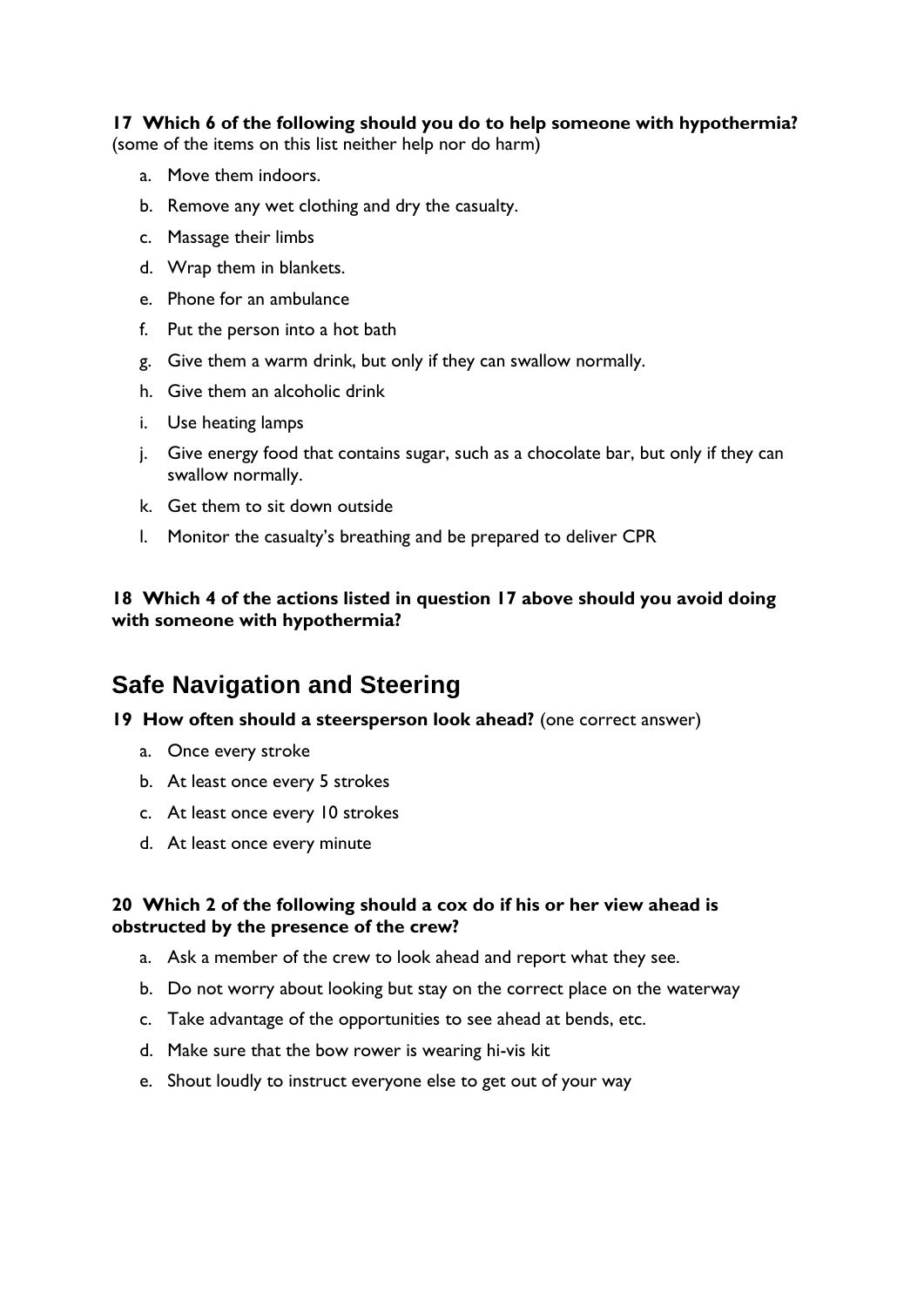**17 Which 6 of the following should you do to help someone with hypothermia?**
(some of the items on this list neither help nor do harm)

a. Move them indoors.
b. Remove any wet clothing and dry the casualty.
c. Massage their limbs
d. Wrap them in blankets.
e. Phone for an ambulance
f. Put the person into a hot bath
g. Give them a warm drink, but only if they can swallow normally.
h. Give them an alcoholic drink
i. Use heating lamps
j. Give energy food that contains sugar, such as a chocolate bar, but only if they can swallow normally.
k. Get them to sit down outside
l. Monitor the casualty's breathing and be prepared to deliver CPR

**18 Which 4 of the actions listed in question 17 above should you avoid doing with someone with hypothermia?**

## Safe Navigation and Steering

**19 How often should a steersperson look ahead?** (one correct answer)

a. Once every stroke
b. At least once every 5 strokes
c. At least once every 10 strokes
d. At least once every minute

**20 Which 2 of the following should a cox do if his or her view ahead is obstructed by the presence of the crew?**

a. Ask a member of the crew to look ahead and report what they see.
b. Do not worry about looking but stay on the correct place on the waterway
c. Take advantage of the opportunities to see ahead at bends, etc.
d. Make sure that the bow rower is wearing hi-vis kit
e. Shout loudly to instruct everyone else to get out of your way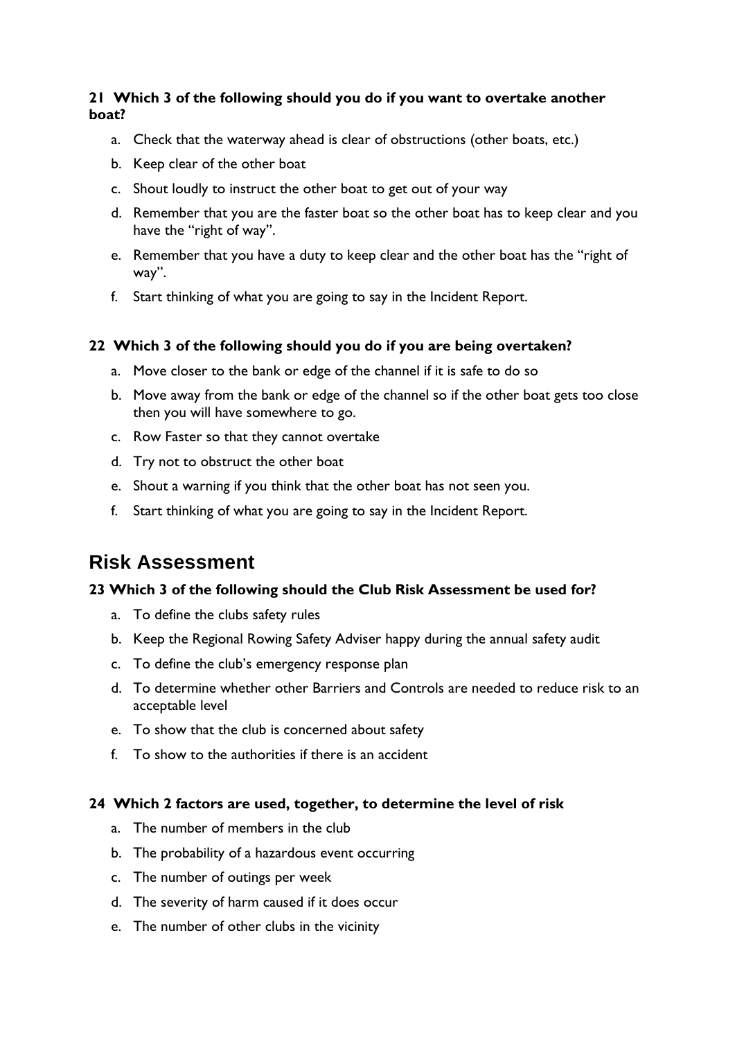**21 Which 3 of the following should you do if you want to overtake another boat?**

a. Check that the waterway ahead is clear of obstructions (other boats, etc.)

b. Keep clear of the other boat

c. Shout loudly to instruct the other boat to get out of your way

d. Remember that you are the faster boat so the other boat has to keep clear and you have the “right of way”.

e. Remember that you have a duty to keep clear and the other boat has the “right of way”.

f. Start thinking of what you are going to say in the Incident Report.

**22 Which 3 of the following should you do if you are being overtaken?**

a. Move closer to the bank or edge of the channel if it is safe to do so

b. Move away from the bank or edge of the channel so if the other boat gets too close then you will have somewhere to go.

c. Row Faster so that they cannot overtake

d. Try not to obstruct the other boat

e. Shout a warning if you think that the other boat has not seen you.

f. Start thinking of what you are going to say in the Incident Report.

## Risk Assessment

**23 Which 3 of the following should the Club Risk Assessment be used for?**

a. To define the clubs safety rules

b. Keep the Regional Rowing Safety Adviser happy during the annual safety audit

c. To define the club’s emergency response plan

d. To determine whether other Barriers and Controls are needed to reduce risk to an acceptable level

e. To show that the club is concerned about safety

f. To show to the authorities if there is an accident

**24 Which 2 factors are used, together, to determine the level of risk**

a. The number of members in the club

b. The probability of a hazardous event occurring

c. The number of outings per week

d. The severity of harm caused if it does occur

e. The number of other clubs in the vicinity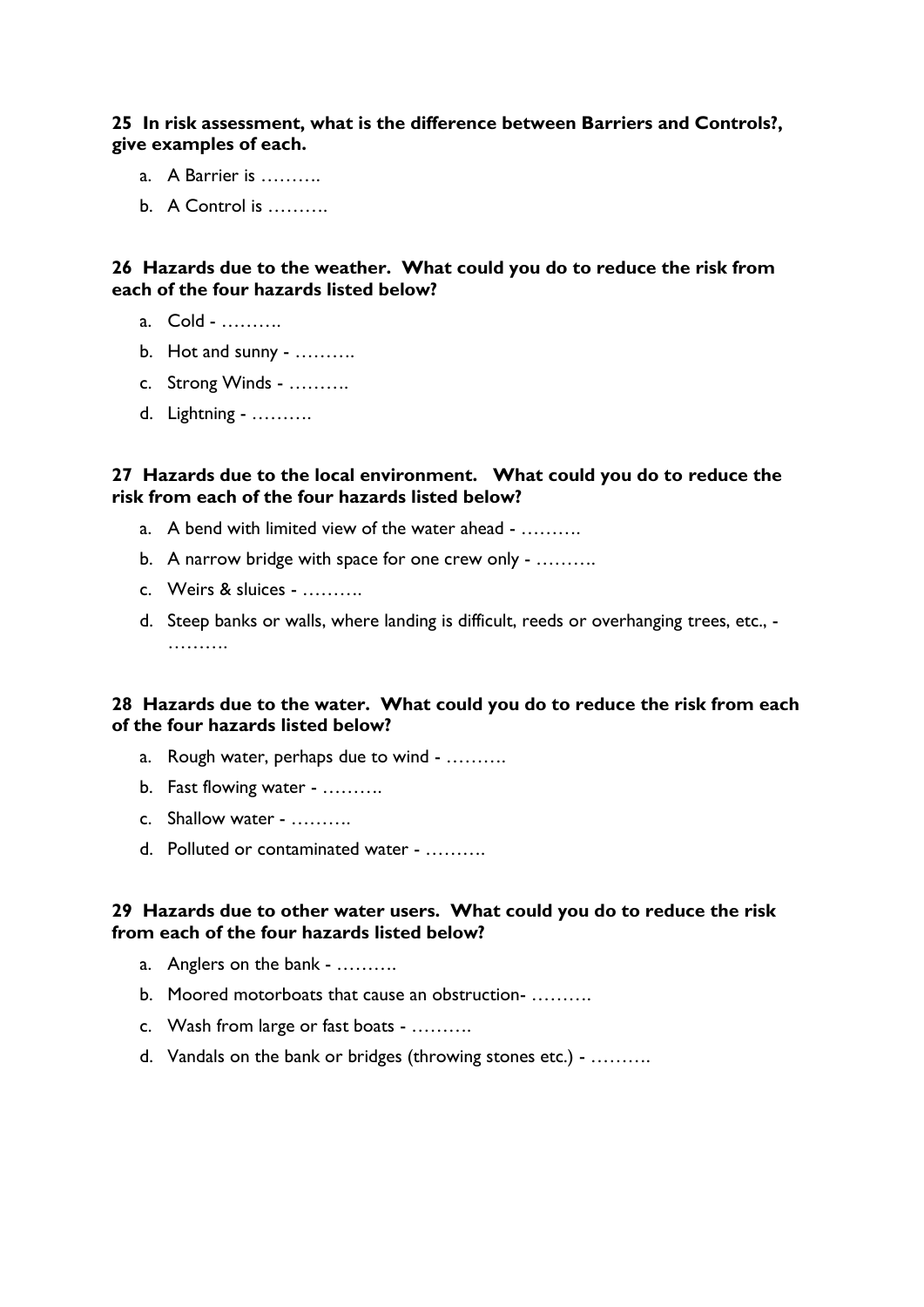**25 In risk assessment, what is the difference between Barriers and Controls?, give examples of each.**

a. A Barrier is ……….
b. A Control is ……….

**26 Hazards due to the weather. What could you do to reduce the risk from each of the four hazards listed below?**

a. Cold - ……….
b. Hot and sunny - ……….
c. Strong Winds - ……….
d. Lightning - ……….

**27 Hazards due to the local environment. What could you do to reduce the risk from each of the four hazards listed below?**

a. A bend with limited view of the water ahead - ……….
b. A narrow bridge with space for one crew only - ……….
c. Weirs & sluices - ……….
d. Steep banks or walls, where landing is difficult, reeds or overhanging trees, etc., - ……….

**28 Hazards due to the water. What could you do to reduce the risk from each of the four hazards listed below?**

a. Rough water, perhaps due to wind - ……….
b. Fast flowing water - ……….
c. Shallow water - ……….
d. Polluted or contaminated water - ……….

**29 Hazards due to other water users. What could you do to reduce the risk from each of the four hazards listed below?**

a. Anglers on the bank - ……….
b. Moored motorboats that cause an obstruction- ……….
c. Wash from large or fast boats - ……….
d. Vandals on the bank or bridges (throwing stones etc.) - ……….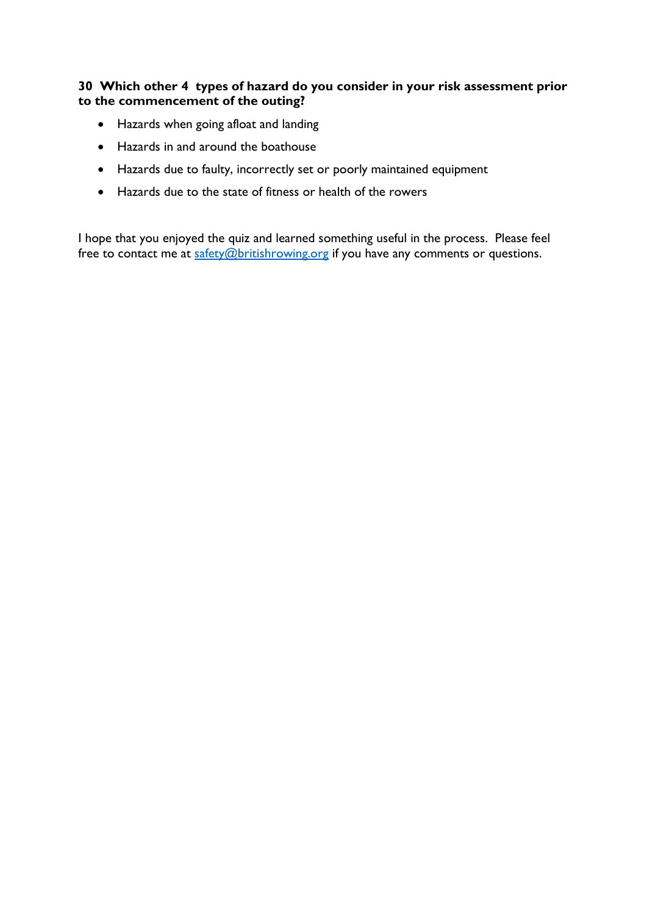**30 Which other 4 types of hazard do you consider in your risk assessment prior to the commencement of the outing?**

- Hazards when going afloat and landing
- Hazards in and around the boathouse
- Hazards due to faulty, incorrectly set or poorly maintained equipment
- Hazards due to the state of fitness or health of the rowers

I hope that you enjoyed the quiz and learned something useful in the process. Please feel free to contact me at safety@britishrowing.org if you have any comments or questions.